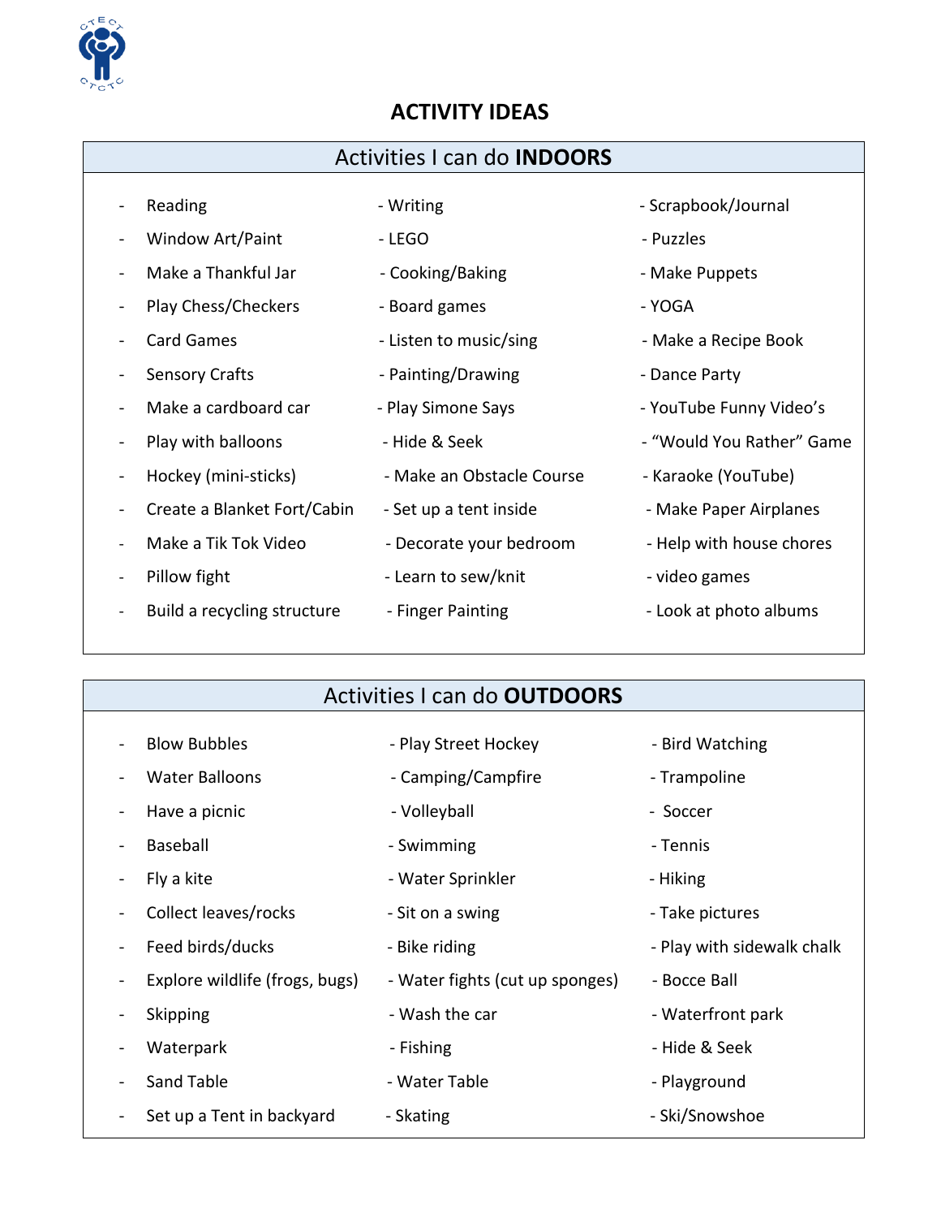# ACTIVITY IDEAS

## Activities I can do **INDOORS**

- Reading
- Writing
- Scrapbook/Journal
- Window Art/Paint
- LEGO
- Puzzles
- Make a Thankful Jar
- Cooking/Baking
- Make Puppets
- Play Chess/Checkers
- Board games
- YOGA
- Card Games
- Listen to music/sing
- Make a Recipe Book
- Sensory Crafts
- Painting/Drawing
- Dance Party
- Make a cardboard car
- Play Simone Says
- YouTube Funny Video's
- Play with balloons
- Hide & Seek
- "Would You Rather" Game
- Hockey (mini-sticks)
- Make an Obstacle Course
- Karaoke (YouTube)
- Create a Blanket Fort/Cabin
- Set up a tent inside
- Make Paper Airplanes
- Make a Tik Tok Video
- Decorate your bedroom
- Help with house chores
- Pillow fight
- Learn to sew/knit
- video games
- Build a recycling structure
- Finger Painting
- Look at photo albums

## Activities I can do **OUTDOORS**

- Blow Bubbles
- Play Street Hockey
- Bird Watching
- Water Balloons
- Camping/Campfire
- Trampoline
- Have a picnic
- Volleyball
- Soccer
- Baseball
- Swimming
- Tennis
- Fly a kite
- Water Sprinkler
- Hiking
- Collect leaves/rocks
- Sit on a swing
- Take pictures
- Feed birds/ducks
- Bike riding
- Play with sidewalk chalk
- Explore wildlife (frogs, bugs)
- Water fights (cut up sponges)
- Bocce Ball
- Skipping
- Wash the car
- Waterfront park
- Waterpark
- Fishing
- Hide & Seek
- Sand Table
- Water Table
- Playground
- Set up a Tent in backyard
- Skating
- Ski/Snowshoe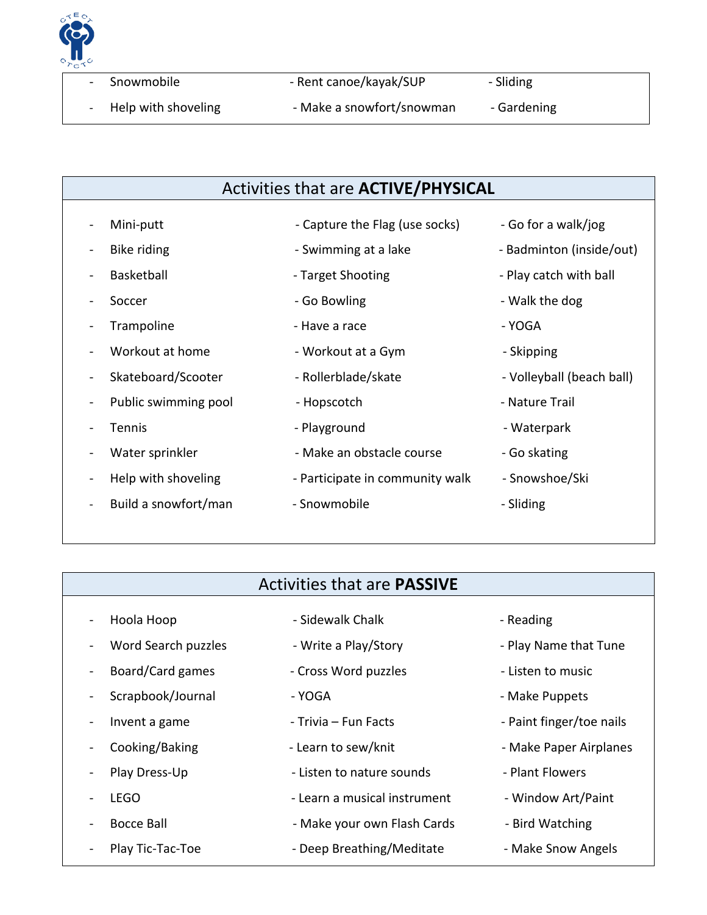- Snowmobile
- Help with shoveling
- Rent canoe/kayak/SUP
- Make a snowfort/snowman
- Sliding
- Gardening

## Activities that are **ACTIVE/PHYSICAL**

- Mini-putt
- Bike riding
- Basketball
- Soccer
- Trampoline
- Workout at home
- Skateboard/Scooter
- Public swimming pool
- Tennis
- Water sprinkler
- Help with shoveling
- Build a snowfort/man
- Capture the Flag (use socks)
- Swimming at a lake
- Target Shooting
- Go Bowling
- Have a race
- Workout at a Gym
- Rollerblade/skate
- Hopscotch
- Playground
- Make an obstacle course
- Participate in community walk
- Snowmobile
- Go for a walk/jog
- Badminton (inside/out)
- Play catch with ball
- Walk the dog
- YOGA
- Skipping
- Volleyball (beach ball)
- Nature Trail
- Waterpark
- Go skating
- Snowshoe/Ski
- Sliding

## Activities that are **PASSIVE**

- Hoola Hoop
- Word Search puzzles
- Board/Card games
- Scrapbook/Journal
- Invent a game
- Cooking/Baking
- Play Dress-Up
- LEGO
- Bocce Ball
- Play Tic-Tac-Toe
- Sidewalk Chalk
- Write a Play/Story
- Cross Word puzzles
- YOGA
- Trivia – Fun Facts
- Learn to sew/knit
- Listen to nature sounds
- Learn a musical instrument
- Make your own Flash Cards
- Deep Breathing/Meditate
- Reading
- Play Name that Tune
- Listen to music
- Make Puppets
- Paint finger/toe nails
- Make Paper Airplanes
- Plant Flowers
- Window Art/Paint
- Bird Watching
- Make Snow Angels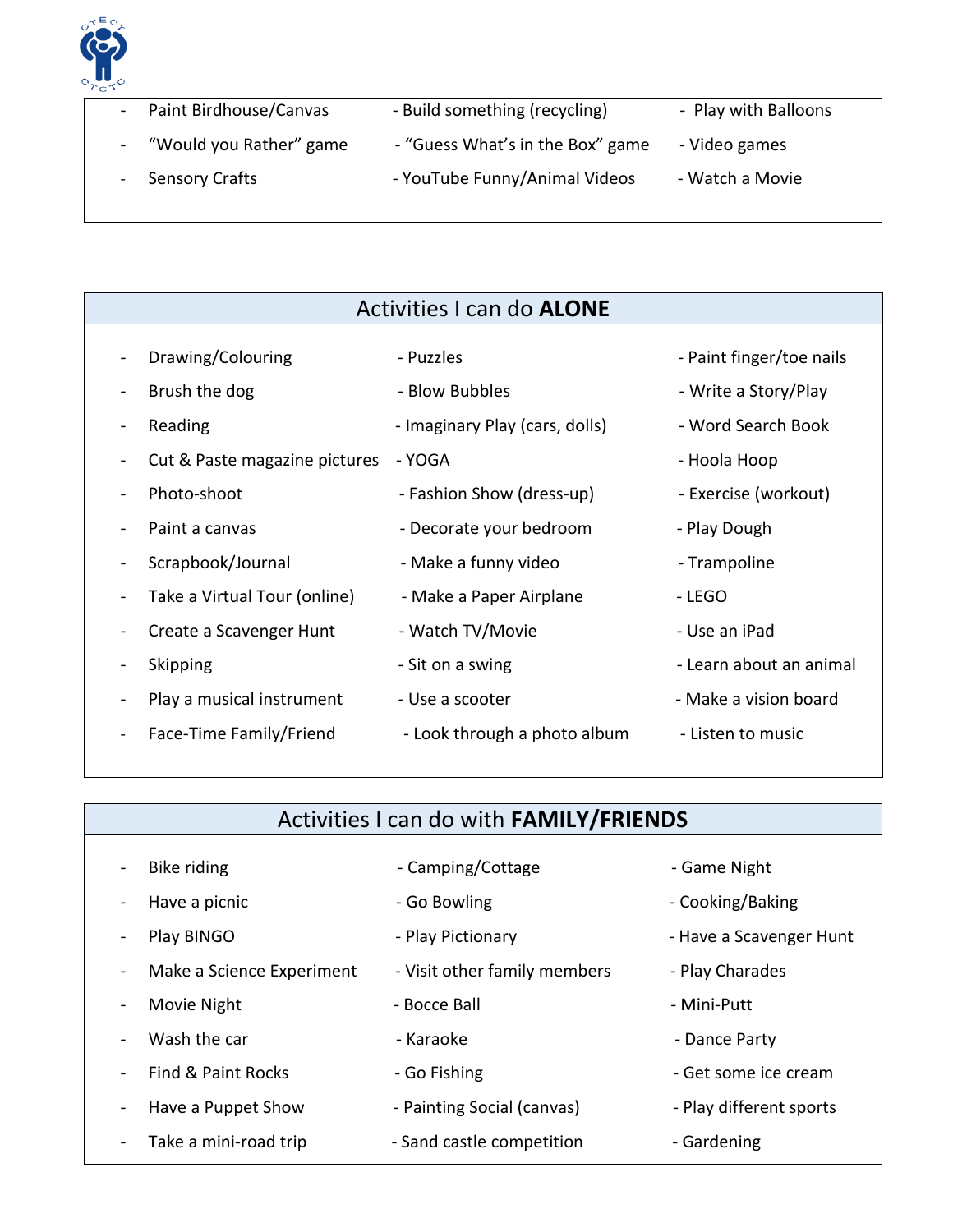| | | |
|---|---|---|
| - Paint Birdhouse/Canvas | - Build something (recycling) | - Play with Balloons |
| - "Would you Rather" game | - "Guess What's in the Box" game | - Video games |
| - Sensory Crafts | - YouTube Funny/Animal Videos | - Watch a Movie |

## Activities I can do **ALONE**

| | | |
|---|---|---|
| - Drawing/Colouring | - Puzzles | - Paint finger/toe nails |
| - Brush the dog | - Blow Bubbles | - Write a Story/Play |
| - Reading | - Imaginary Play (cars, dolls) | - Word Search Book |
| - Cut & Paste magazine pictures | - YOGA | - Hoola Hoop |
| - Photo-shoot | - Fashion Show (dress-up) | - Exercise (workout) |
| - Paint a canvas | - Decorate your bedroom | - Play Dough |
| - Scrapbook/Journal | - Make a funny video | - Trampoline |
| - Take a Virtual Tour (online) | - Make a Paper Airplane | - LEGO |
| - Create a Scavenger Hunt | - Watch TV/Movie | - Use an iPad |
| - Skipping | - Sit on a swing | - Learn about an animal |
| - Play a musical instrument | - Use a scooter | - Make a vision board |
| - Face-Time Family/Friend | - Look through a photo album | - Listen to music |

## Activities I can do with **FAMILY/FRIENDS**

| | | |
|---|---|---|
| - Bike riding | - Camping/Cottage | - Game Night |
| - Have a picnic | - Go Bowling | - Cooking/Baking |
| - Play BINGO | - Play Pictionary | - Have a Scavenger Hunt |
| - Make a Science Experiment | - Visit other family members | - Play Charades |
| - Movie Night | - Bocce Ball | - Mini-Putt |
| - Wash the car | - Karaoke | - Dance Party |
| - Find & Paint Rocks | - Go Fishing | - Get some ice cream |
| - Have a Puppet Show | - Painting Social (canvas) | - Play different sports |
| - Take a mini-road trip | - Sand castle competition | - Gardening |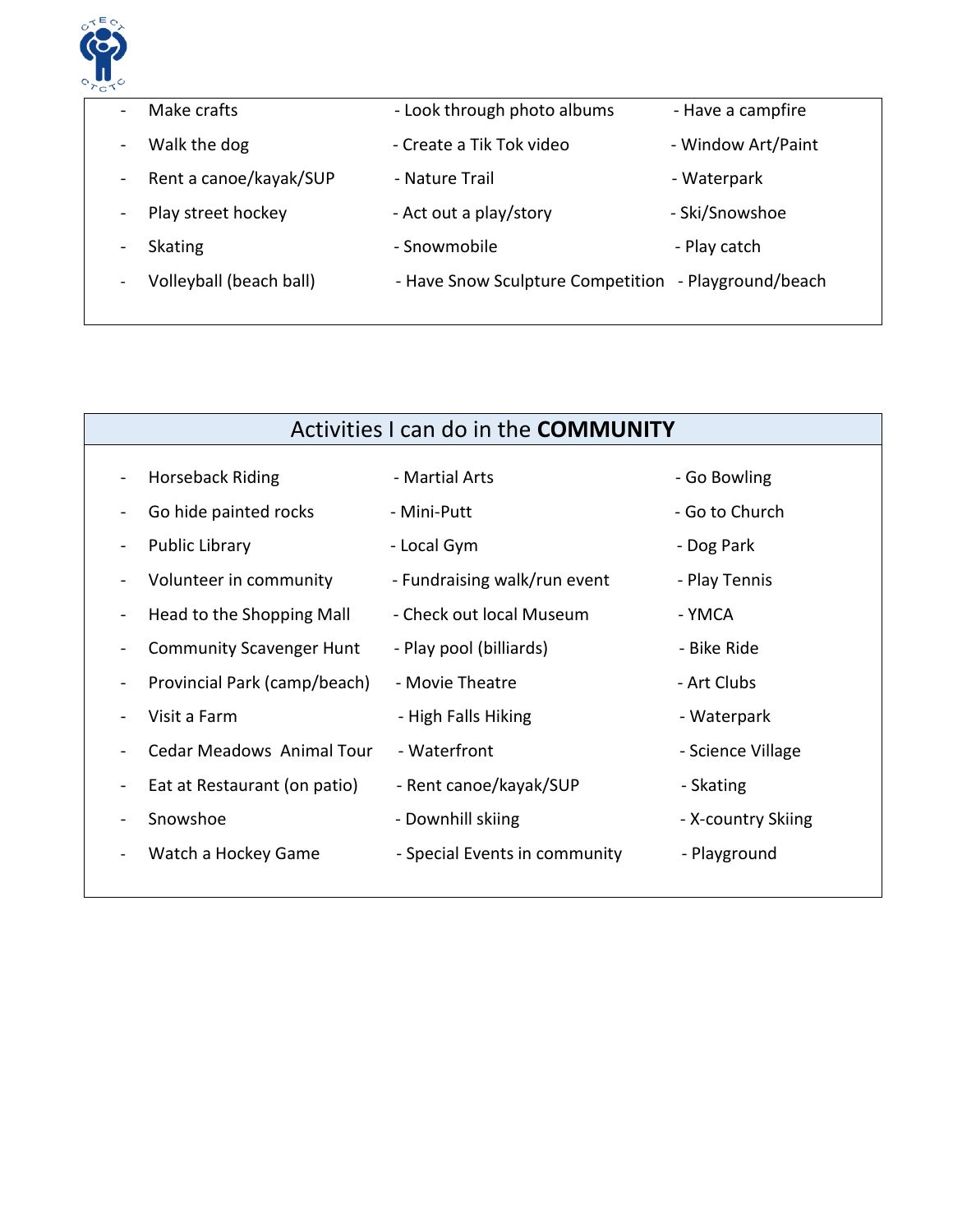- Make crafts
- Walk the dog
- Rent a canoe/kayak/SUP
- Play street hockey
- Skating
- Volleyball (beach ball)
- Look through photo albums
- Create a Tik Tok video
- Nature Trail
- Act out a play/story
- Snowmobile
- Have Snow Sculpture Competition
- Have a campfire
- Window Art/Paint
- Waterpark
- Ski/Snowshoe
- Play catch
- Playground/beach

## Activities I can do in the **COMMUNITY**

- Horseback Riding
- Go hide painted rocks
- Public Library
- Volunteer in community
- Head to the Shopping Mall
- Community Scavenger Hunt
- Provincial Park (camp/beach)
- Visit a Farm
- Cedar Meadows Animal Tour
- Eat at Restaurant (on patio)
- Snowshoe
- Watch a Hockey Game
- Martial Arts
- Mini-Putt
- Local Gym
- Fundraising walk/run event
- Check out local Museum
- Play pool (billiards)
- Movie Theatre
- High Falls Hiking
- Waterfront
- Rent canoe/kayak/SUP
- Downhill skiing
- Special Events in community
- Go Bowling
- Go to Church
- Dog Park
- Play Tennis
- YMCA
- Bike Ride
- Art Clubs
- Waterpark
- Science Village
- Skating
- X-country Skiing
- Playground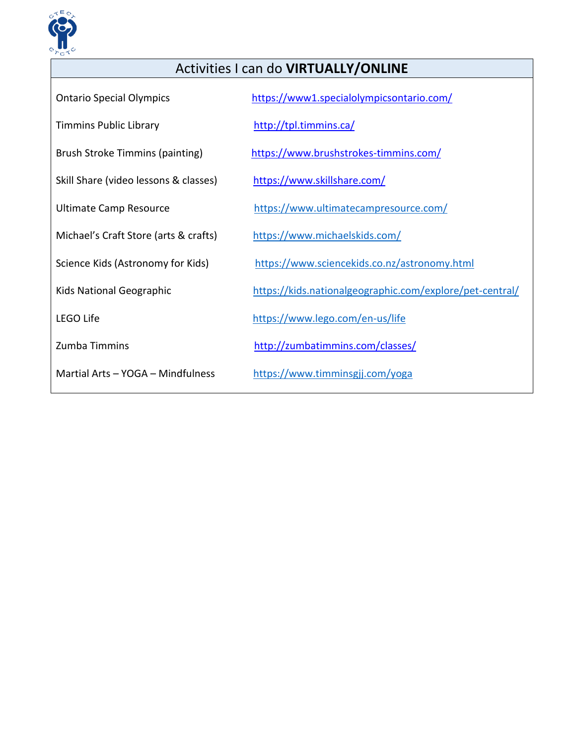| Activities I can do **VIRTUALLY/ONLINE** | |
|---|---|
| Ontario Special Olympics | https://www1.specialolympicsontario.com/ |
| Timmins Public Library | http://tpl.timmins.ca/ |
| Brush Stroke Timmins (painting) | https://www.brushstrokes-timmins.com/ |
| Skill Share (video lessons & classes) | https://www.skillshare.com/ |
| Ultimate Camp Resource | https://www.ultimatecampresource.com/ |
| Michael's Craft Store (arts & crafts) | https://www.michaelskids.com/ |
| Science Kids (Astronomy for Kids) | https://www.sciencekids.co.nz/astronomy.html |
| Kids National Geographic | https://kids.nationalgeographic.com/explore/pet-central/ |
| LEGO Life | https://www.lego.com/en-us/life |
| Zumba Timmins | http://zumbatimmins.com/classes/ |
| Martial Arts – YOGA – Mindfulness | https://www.timminsgjj.com/yoga |